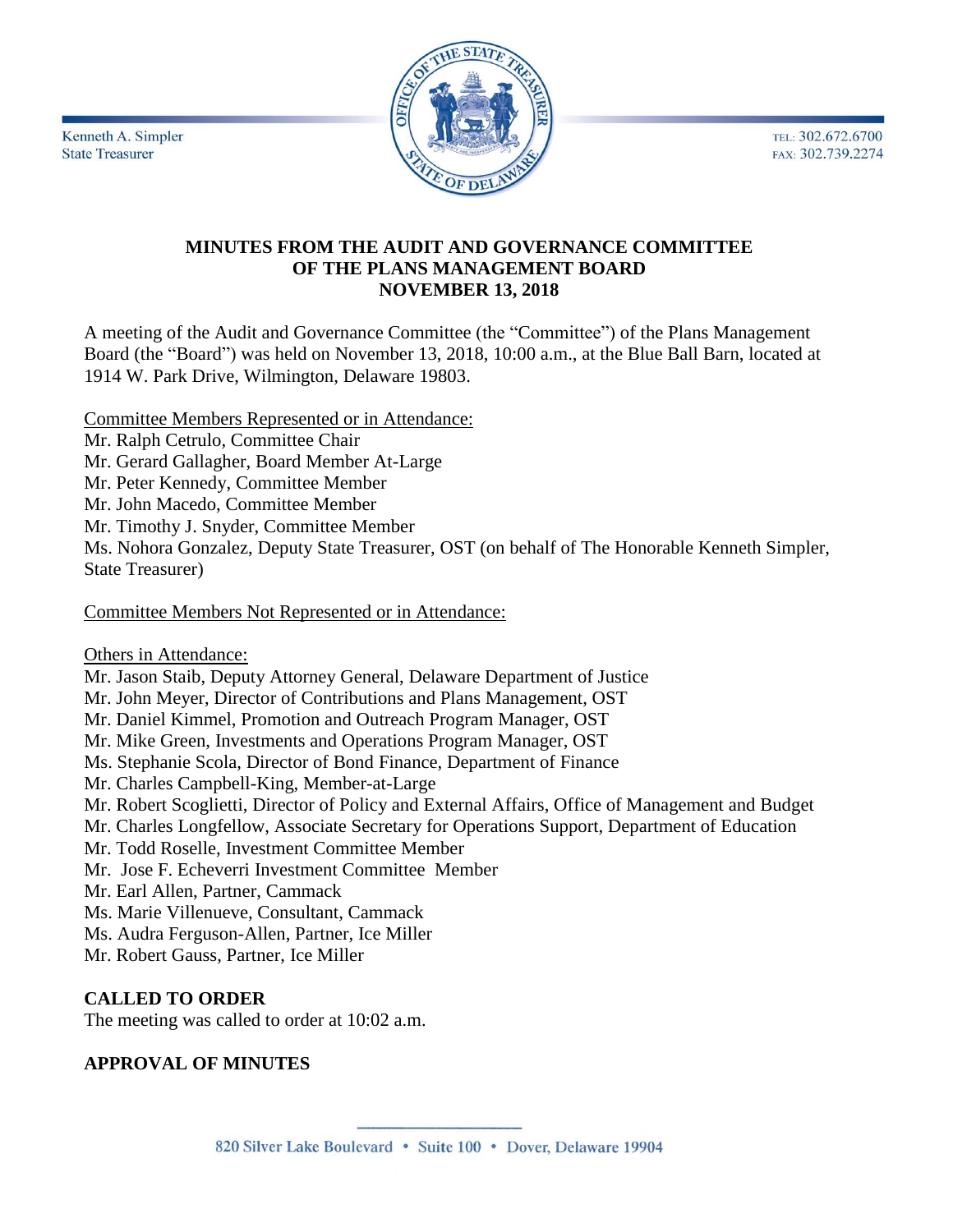Kenneth A. Simpler
State Treasurer

TEL: 302.672.6700
FAX: 302.739.2274

# MINUTES FROM THE AUDIT AND GOVERNANCE COMMITTEE OF THE PLANS MANAGEMENT BOARD NOVEMBER 13, 2018

A meeting of the Audit and Governance Committee (the "Committee") of the Plans Management Board (the "Board") was held on November 13, 2018, 10:00 a.m., at the Blue Ball Barn, located at 1914 W. Park Drive, Wilmington, Delaware 19803.

Committee Members Represented or in Attendance:
Mr. Ralph Cetrulo, Committee Chair
Mr. Gerard Gallagher, Board Member At-Large
Mr. Peter Kennedy, Committee Member
Mr. John Macedo, Committee Member
Mr. Timothy J. Snyder, Committee Member
Ms. Nohora Gonzalez, Deputy State Treasurer, OST (on behalf of The Honorable Kenneth Simpler, State Treasurer)

Committee Members Not Represented or in Attendance:

Others in Attendance:
Mr. Jason Staib, Deputy Attorney General, Delaware Department of Justice
Mr. John Meyer, Director of Contributions and Plans Management, OST
Mr. Daniel Kimmel, Promotion and Outreach Program Manager, OST
Mr. Mike Green, Investments and Operations Program Manager, OST
Ms. Stephanie Scola, Director of Bond Finance, Department of Finance
Mr. Charles Campbell-King, Member-at-Large
Mr. Robert Scoglietti, Director of Policy and External Affairs, Office of Management and Budget
Mr. Charles Longfellow, Associate Secretary for Operations Support, Department of Education
Mr. Todd Roselle, Investment Committee Member
Mr. Jose F. Echeverri Investment Committee Member
Mr. Earl Allen, Partner, Cammack
Ms. Marie Villenueve, Consultant, Cammack
Ms. Audra Ferguson-Allen, Partner, Ice Miller
Mr. Robert Gauss, Partner, Ice Miller

## CALLED TO ORDER

The meeting was called to order at 10:02 a.m.

## APPROVAL OF MINUTES

820 Silver Lake Boulevard • Suite 100 • Dover, Delaware 19904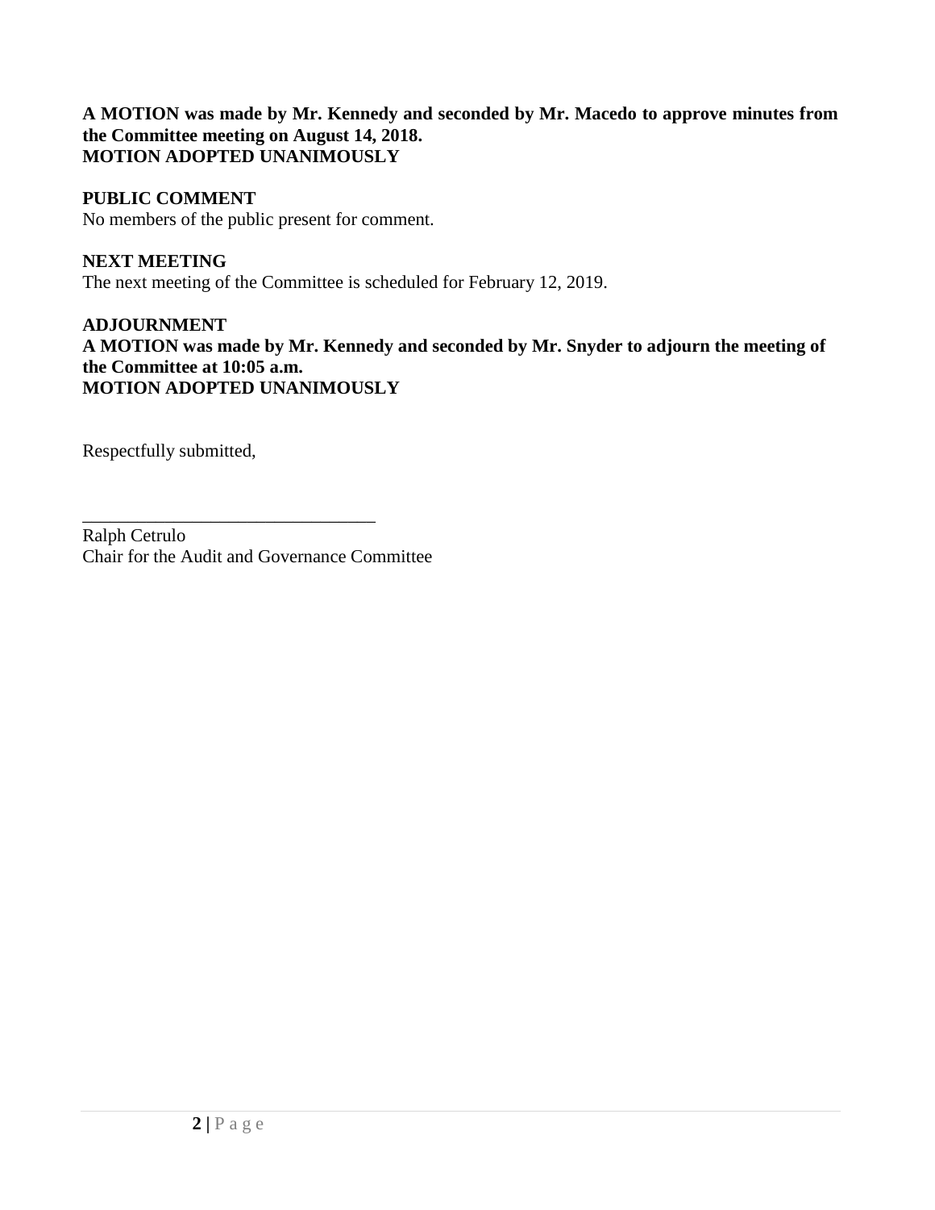**A MOTION was made by Mr. Kennedy and seconded by Mr. Macedo to approve minutes from the Committee meeting on August 14, 2018.**
**MOTION ADOPTED UNANIMOUSLY**

**PUBLIC COMMENT**
No members of the public present for comment.

**NEXT MEETING**
The next meeting of the Committee is scheduled for February 12, 2019.

**ADJOURNMENT**
**A MOTION was made by Mr. Kennedy and seconded by Mr. Snyder to adjourn the meeting of the Committee at 10:05 a.m.**
**MOTION ADOPTED UNANIMOUSLY**

Respectfully submitted,

_________________________________
Ralph Cetrulo
Chair for the Audit and Governance Committee